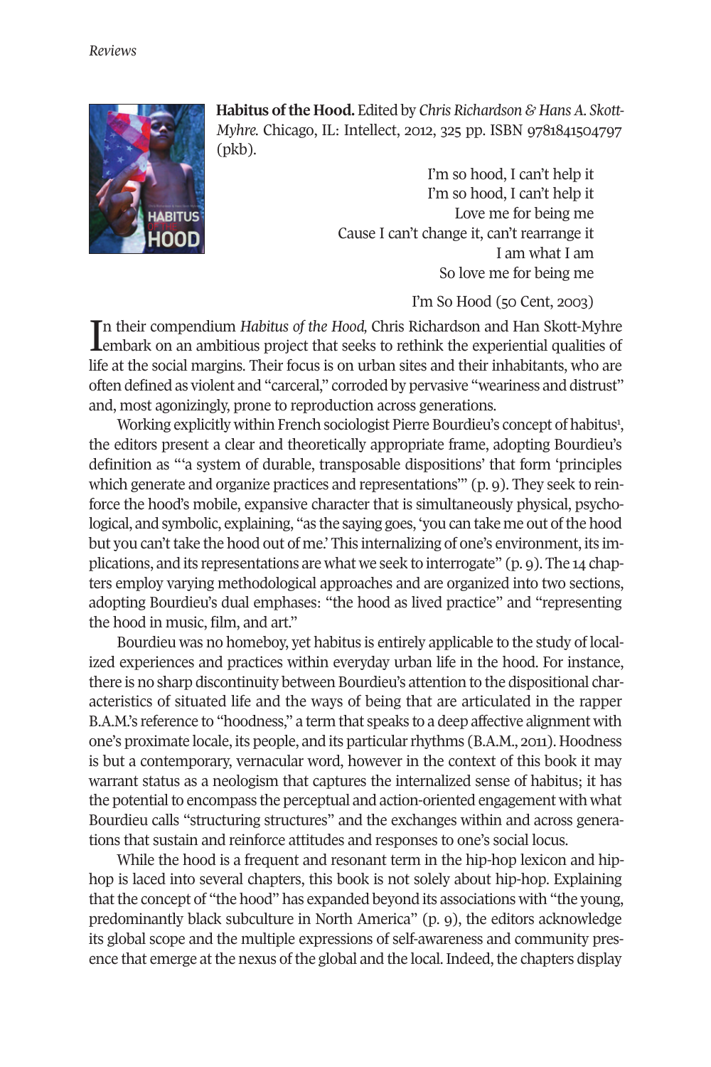**Habitus of the Hood.** Edited by *Chris Richardson & Hans A. Skott-Myhre.* Chicago, IL: Intellect, 2012, 325 pp. ISBN 9781841504797 (pkb).

> I'm so hood, I can't help it
> I'm so hood, I can't help it
> Love me for being me
> Cause I can't change it, can't rearrange it
> I am what I am
> So love me for being me
>
> I'm So Hood (50 Cent, 2003)

In their compendium *Habitus of the Hood,* Chris Richardson and Han Skott-Myhre embark on an ambitious project that seeks to rethink the experiential qualities of life at the social margins. Their focus is on urban sites and their inhabitants, who are often defined as violent and "carceral," corroded by pervasive "weariness and distrust" and, most agonizingly, prone to reproduction across generations.

Working explicitly within French sociologist Pierre Bourdieu's concept of habitus[1], the editors present a clear and theoretically appropriate frame, adopting Bourdieu's definition as "'a system of durable, transposable dispositions' that form 'principles which generate and organize practices and representations'" (p. 9). They seek to reinforce the hood's mobile, expansive character that is simultaneously physical, psychological, and symbolic, explaining, "as the saying goes, 'you can take me out of the hood but you can't take the hood out of me.' This internalizing of one's environment, its implications, and its representations are what we seek to interrogate" (p. 9). The 14 chapters employ varying methodological approaches and are organized into two sections, adopting Bourdieu's dual emphases: "the hood as lived practice" and "representing the hood in music, film, and art."

Bourdieu was no homeboy, yet habitus is entirely applicable to the study of localized experiences and practices within everyday urban life in the hood. For instance, there is no sharp discontinuity between Bourdieu's attention to the dispositional characteristics of situated life and the ways of being that are articulated in the rapper B.A.M.'s reference to "hoodness," a term that speaks to a deep affective alignment with one's proximate locale, its people, and its particular rhythms (B.A.M., 2011). Hoodness is but a contemporary, vernacular word, however in the context of this book it may warrant status as a neologism that captures the internalized sense of habitus; it has the potential to encompass the perceptual and action-oriented engagement with what Bourdieu calls "structuring structures" and the exchanges within and across generations that sustain and reinforce attitudes and responses to one's social locus.

While the hood is a frequent and resonant term in the hip-hop lexicon and hip-hop is laced into several chapters, this book is not solely about hip-hop. Explaining that the concept of "the hood" has expanded beyond its associations with "the young, predominantly black subculture in North America" (p. 9), the editors acknowledge its global scope and the multiple expressions of self-awareness and community presence that emerge at the nexus of the global and the local. Indeed, the chapters display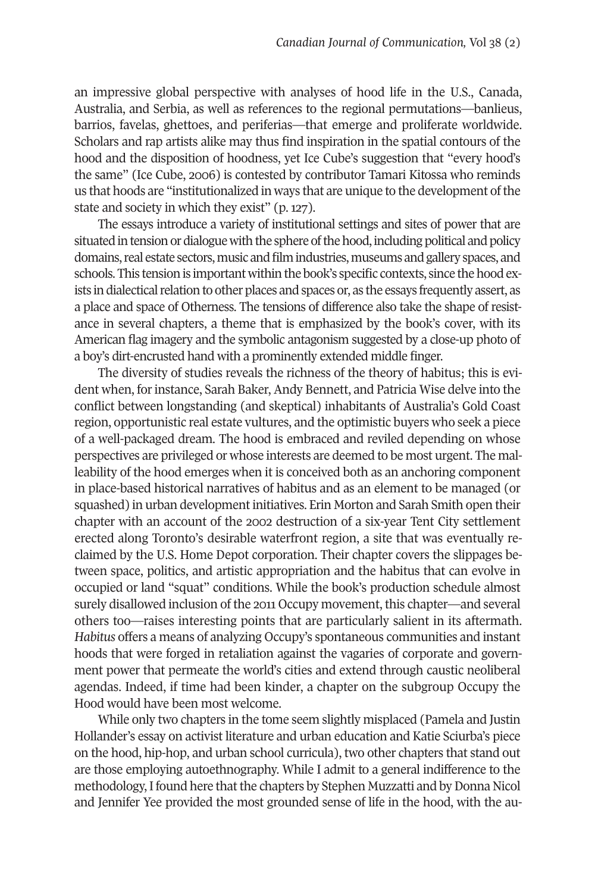an impressive global perspective with analyses of hood life in the U.S., Canada, Australia, and Serbia, as well as references to the regional permutations—banlieus, barrios, favelas, ghettoes, and periferias—that emerge and proliferate worldwide. Scholars and rap artists alike may thus find inspiration in the spatial contours of the hood and the disposition of hoodness, yet Ice Cube's suggestion that "every hood's the same" (Ice Cube, 2006) is contested by contributor Tamari Kitossa who reminds us that hoods are "institutionalized in ways that are unique to the development of the state and society in which they exist" (p. 127).

The essays introduce a variety of institutional settings and sites of power that are situated in tension or dialogue with the sphere of the hood, including political and policy domains, real estate sectors, music and film industries, museums and gallery spaces, and schools. This tension is important within the book's specific contexts, since the hood exists in dialectical relation to other places and spaces or, as the essays frequently assert, as a place and space of Otherness. The tensions of difference also take the shape of resistance in several chapters, a theme that is emphasized by the book's cover, with its American flag imagery and the symbolic antagonism suggested by a close-up photo of a boy's dirt-encrusted hand with a prominently extended middle finger.

The diversity of studies reveals the richness of the theory of habitus; this is evident when, for instance, Sarah Baker, Andy Bennett, and Patricia Wise delve into the conflict between longstanding (and skeptical) inhabitants of Australia's Gold Coast region, opportunistic real estate vultures, and the optimistic buyers who seek a piece of a well-packaged dream. The hood is embraced and reviled depending on whose perspectives are privileged or whose interests are deemed to be most urgent. The malleability of the hood emerges when it is conceived both as an anchoring component in place-based historical narratives of habitus and as an element to be managed (or squashed) in urban development initiatives. Erin Morton and Sarah Smith open their chapter with an account of the 2002 destruction of a six-year Tent City settlement erected along Toronto's desirable waterfront region, a site that was eventually reclaimed by the U.S. Home Depot corporation. Their chapter covers the slippages between space, politics, and artistic appropriation and the habitus that can evolve in occupied or land "squat" conditions. While the book's production schedule almost surely disallowed inclusion of the 2011 Occupy movement, this chapter—and several others too—raises interesting points that are particularly salient in its aftermath. *Habitus* offers a means of analyzing Occupy's spontaneous communities and instant hoods that were forged in retaliation against the vagaries of corporate and government power that permeate the world's cities and extend through caustic neoliberal agendas. Indeed, if time had been kinder, a chapter on the subgroup Occupy the Hood would have been most welcome.

While only two chapters in the tome seem slightly misplaced (Pamela and Justin Hollander's essay on activist literature and urban education and Katie Sciurba's piece on the hood, hip-hop, and urban school curricula), two other chapters that stand out are those employing autoethnography. While I admit to a general indifference to the methodology, I found here that the chapters by Stephen Muzzatti and by Donna Nicol and Jennifer Yee provided the most grounded sense of life in the hood, with the au-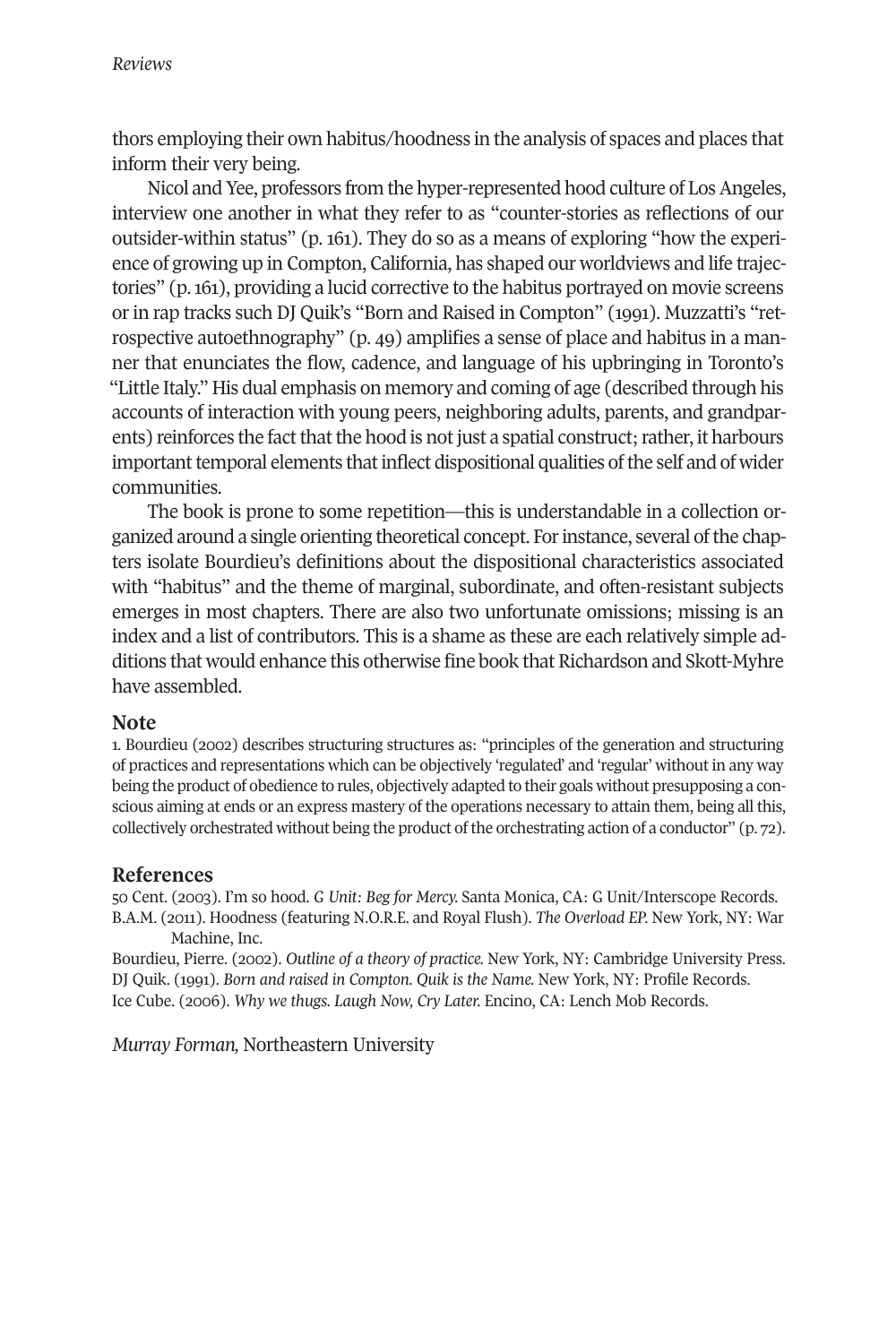thors employing their own habitus/hoodness in the analysis of spaces and places that inform their very being.

Nicol and Yee, professors from the hyper-represented hood culture of Los Angeles, interview one another in what they refer to as "counter-stories as reflections of our outsider-within status" (p. 161). They do so as a means of exploring "how the experience of growing up in Compton, California, has shaped our worldviews and life trajectories" (p. 161), providing a lucid corrective to the habitus portrayed on movie screens or in rap tracks such DJ Quik's "Born and Raised in Compton" (1991). Muzzatti's "retrospective autoethnography" (p. 49) amplifies a sense of place and habitus in a manner that enunciates the flow, cadence, and language of his upbringing in Toronto's "Little Italy." His dual emphasis on memory and coming of age (described through his accounts of interaction with young peers, neighboring adults, parents, and grandparents) reinforces the fact that the hood is not just a spatial construct; rather, it harbours important temporal elements that inflect dispositional qualities of the self and of wider communities.

The book is prone to some repetition—this is understandable in a collection organized around a single orienting theoretical concept. For instance, several of the chapters isolate Bourdieu's definitions about the dispositional characteristics associated with "habitus" and the theme of marginal, subordinate, and often-resistant subjects emerges in most chapters. There are also two unfortunate omissions; missing is an index and a list of contributors. This is a shame as these are each relatively simple additions that would enhance this otherwise fine book that Richardson and Skott-Myhre have assembled.

## Note

1. Bourdieu (2002) describes structuring structures as: "principles of the generation and structuring of practices and representations which can be objectively 'regulated' and 'regular' without in any way being the product of obedience to rules, objectively adapted to their goals without presupposing a conscious aiming at ends or an express mastery of the operations necessary to attain them, being all this, collectively orchestrated without being the product of the orchestrating action of a conductor" (p. 72).

## References

50 Cent. (2003). I'm so hood. *G Unit: Beg for Mercy.* Santa Monica, CA: G Unit/Interscope Records.

B.A.M. (2011). Hoodness (featuring N.O.R.E. and Royal Flush). *The Overload EP.* New York, NY: War Machine, Inc.

Bourdieu, Pierre. (2002). *Outline of a theory of practice.* New York, NY: Cambridge University Press.

DJ Quik. (1991). *Born and raised in Compton. Quik is the Name.* New York, NY: Profile Records.

Ice Cube. (2006). *Why we thugs. Laugh Now, Cry Later.* Encino, CA: Lench Mob Records.

*Murray Forman,* Northeastern University